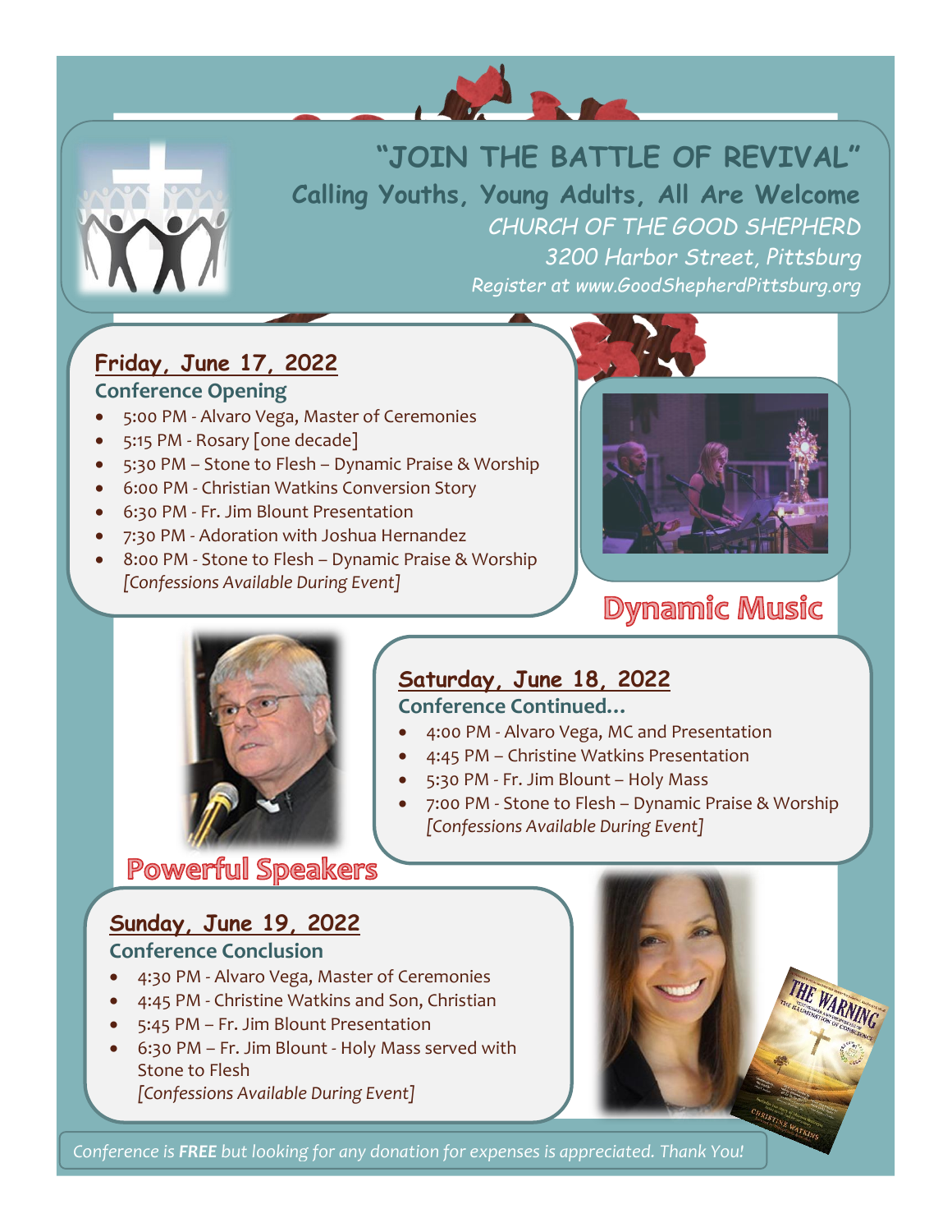# "JOIN THE BATTLE OF REVIVAL"

## Calling Youths, Young Adults, All Are Welcome

*CHURCH OF THE GOOD SHEPHERD*

*3200 Harbor Street, Pittsburg*

*Register at www.GoodShepherdPittsburg.org*

## Friday, June 17, 2022

### Conference Opening

- 5:00 PM - Alvaro Vega, Master of Ceremonies
- 5:15 PM - Rosary [one decade]
- 5:30 PM – Stone to Flesh – Dynamic Praise & Worship
- 6:00 PM - Christian Watkins Conversion Story
- 6:30 PM - Fr. Jim Blount Presentation
- 7:30 PM - Adoration with Joshua Hernandez
- 8:00 PM - Stone to Flesh – Dynamic Praise & Worship
  *[Confessions Available During Event]*

**Dynamic Music**

## Saturday, June 18, 2022

### Conference Continued…

- 4:00 PM - Alvaro Vega, MC and Presentation
- 4:45 PM – Christine Watkins Presentation
- 5:30 PM - Fr. Jim Blount – Holy Mass
- 7:00 PM - Stone to Flesh – Dynamic Praise & Worship
  *[Confessions Available During Event]*

**Powerful Speakers**

## Sunday, June 19, 2022

### Conference Conclusion

- 4:30 PM - Alvaro Vega, Master of Ceremonies
- 4:45 PM - Christine Watkins and Son, Christian
- 5:45 PM – Fr. Jim Blount Presentation
- 6:30 PM – Fr. Jim Blount - Holy Mass served with Stone to Flesh
  *[Confessions Available During Event]*

*Conference is **FREE** but looking for any donation for expenses is appreciated. Thank You!*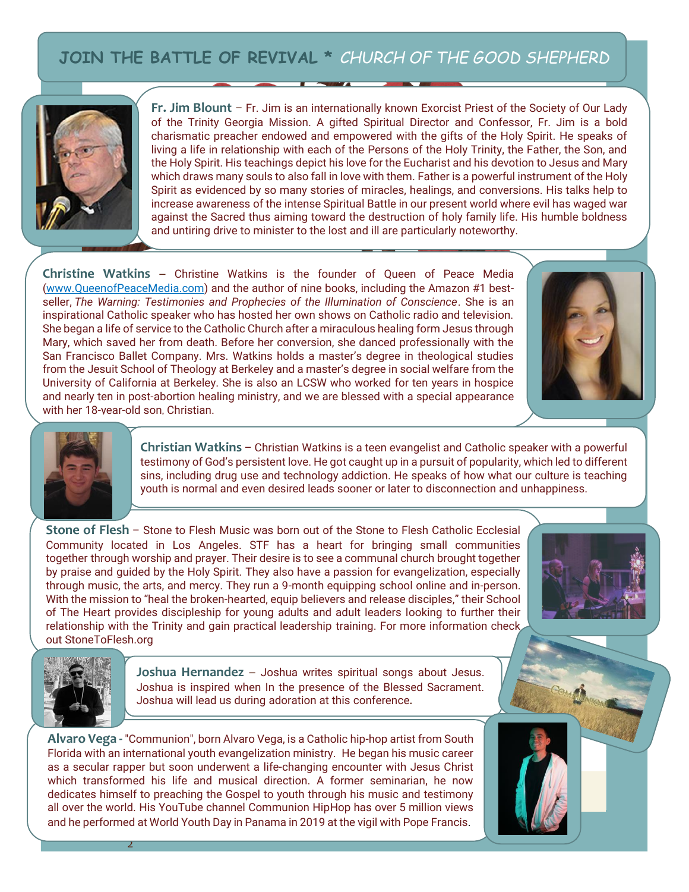# JOIN THE BATTLE OF REVIVAL * *CHURCH OF THE GOOD SHEPHERD*

**Fr. Jim Blount** – Fr. Jim is an internationally known Exorcist Priest of the Society of Our Lady of the Trinity Georgia Mission. A gifted Spiritual Director and Confessor, Fr. Jim is a bold charismatic preacher endowed and empowered with the gifts of the Holy Spirit. He speaks of living a life in relationship with each of the Persons of the Holy Trinity, the Father, the Son, and the Holy Spirit. His teachings depict his love for the Eucharist and his devotion to Jesus and Mary which draws many souls to also fall in love with them. Father is a powerful instrument of the Holy Spirit as evidenced by so many stories of miracles, healings, and conversions. His talks help to increase awareness of the intense Spiritual Battle in our present world where evil has waged war against the Sacred thus aiming toward the destruction of holy family life. His humble boldness and untiring drive to minister to the lost and ill are particularly noteworthy.

**Christine Watkins** – Christine Watkins is the founder of Queen of Peace Media (www.QueenofPeaceMedia.com) and the author of nine books, including the Amazon #1 best-seller, *The Warning: Testimonies and Prophecies of the Illumination of Conscience*. She is an inspirational Catholic speaker who has hosted her own shows on Catholic radio and television. She began a life of service to the Catholic Church after a miraculous healing form Jesus through Mary, which saved her from death. Before her conversion, she danced professionally with the San Francisco Ballet Company. Mrs. Watkins holds a master's degree in theological studies from the Jesuit School of Theology at Berkeley and a master's degree in social welfare from the University of California at Berkeley. She is also an LCSW who worked for ten years in hospice and nearly ten in post-abortion healing ministry, and we are blessed with a special appearance with her 18-year-old son, Christian.

**Christian Watkins** – Christian Watkins is a teen evangelist and Catholic speaker with a powerful testimony of God's persistent love. He got caught up in a pursuit of popularity, which led to different sins, including drug use and technology addiction. He speaks of how what our culture is teaching youth is normal and even desired leads sooner or later to disconnection and unhappiness.

**Stone of Flesh** – Stone to Flesh Music was born out of the Stone to Flesh Catholic Ecclesial Community located in Los Angeles. STF has a heart for bringing small communities together through worship and prayer. Their desire is to see a communal church brought together by praise and guided by the Holy Spirit. They also have a passion for evangelization, especially through music, the arts, and mercy. They run a 9-month equipping school online and in-person. With the mission to "heal the broken-hearted, equip believers and release disciples," their School of The Heart provides discipleship for young adults and adult leaders looking to further their relationship with the Trinity and gain practical leadership training. For more information check out StoneToFlesh.org

**Joshua Hernandez** – Joshua writes spiritual songs about Jesus. Joshua is inspired when In the presence of the Blessed Sacrament. Joshua will lead us during adoration at this conference.

**Alvaro Vega** - "Communion", born Alvaro Vega, is a Catholic hip-hop artist from South Florida with an international youth evangelization ministry. He began his music career as a secular rapper but soon underwent a life-changing encounter with Jesus Christ which transformed his life and musical direction. A former seminarian, he now dedicates himself to preaching the Gospel to youth through his music and testimony all over the world. His YouTube channel Communion HipHop has over 5 million views and he performed at World Youth Day in Panama in 2019 at the vigil with Pope Francis.